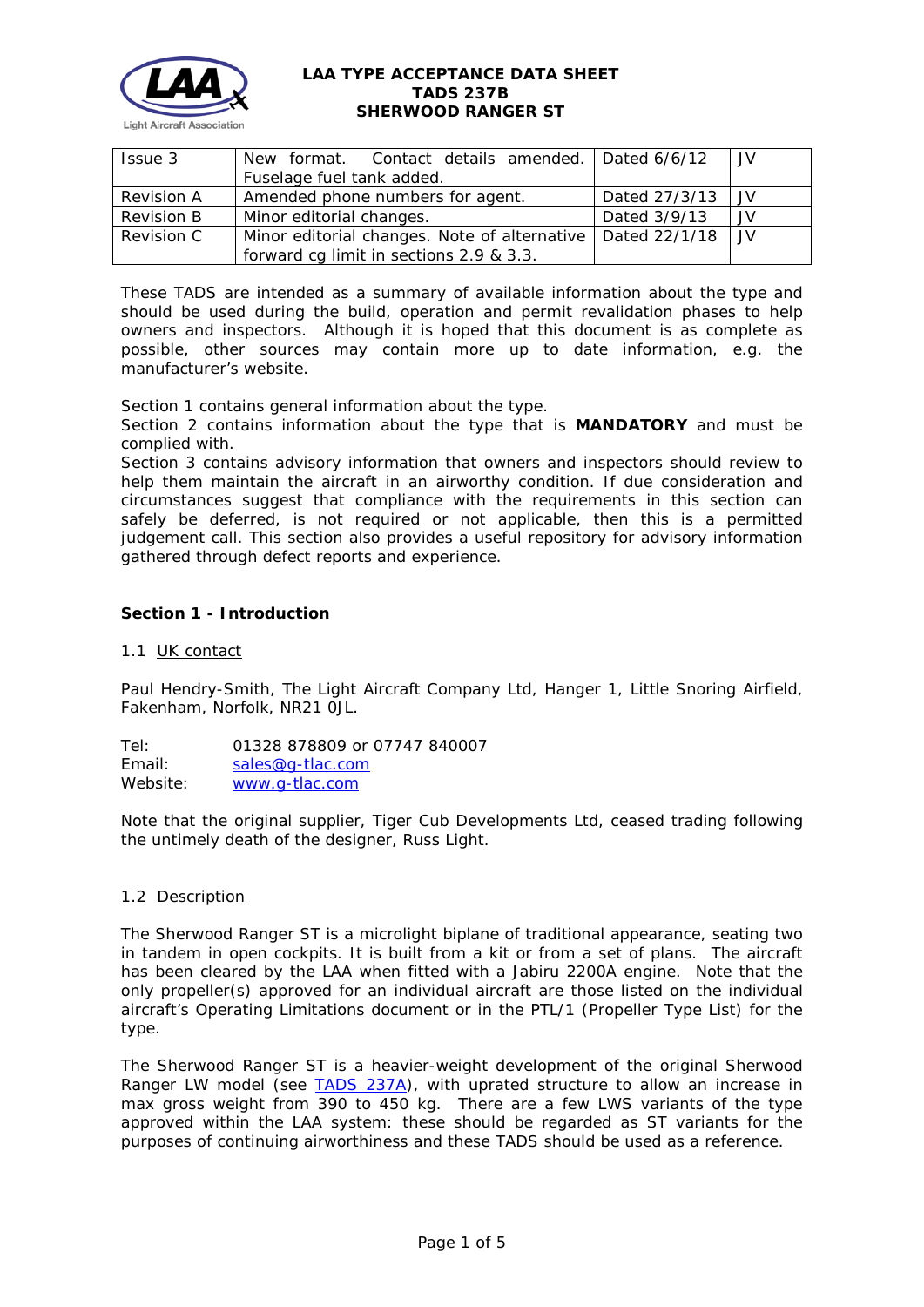# LAA TYPE ACCEPTANCE DATA SHEET
# TADS 237B
# SHERWOOD RANGER ST

| Issue 3 | New format. Contact details amended. Fuselage fuel tank added. | Dated 6/6/12 | JV |
|---|---|---|---|
| Revision A | Amended phone numbers for agent. | Dated 27/3/13 | JV |
| Revision B | Minor editorial changes. | Dated 3/9/13 | JV |
| Revision C | Minor editorial changes. Note of alternative forward cg limit in sections 2.9 & 3.3. | Dated 22/1/18 | JV |

These TADS are intended as a summary of available information about the type and should be used during the build, operation and permit revalidation phases to help owners and inspectors. Although it is hoped that this document is as complete as possible, other sources may contain more up to date information, e.g. the manufacturer's website.

Section 1 contains general information about the type.
Section 2 contains information about the type that is **MANDATORY** and must be complied with.
Section 3 contains advisory information that owners and inspectors should review to help them maintain the aircraft in an airworthy condition. If due consideration and circumstances suggest that compliance with the requirements in this section can safely be deferred, is not required or not applicable, then this is a permitted judgement call. This section also provides a useful repository for advisory information gathered through defect reports and experience.

## Section 1 - Introduction

### 1.1 UK contact

Paul Hendry-Smith, The Light Aircraft Company Ltd, Hanger 1, Little Snoring Airfield, Fakenham, Norfolk, NR21 0JL.

Tel: 01328 878809 or 07747 840007
Email: sales@g-tlac.com
Website: www.g-tlac.com

Note that the original supplier, Tiger Cub Developments Ltd, ceased trading following the untimely death of the designer, Russ Light.

### 1.2 Description

The Sherwood Ranger ST is a microlight biplane of traditional appearance, seating two in tandem in open cockpits. It is built from a kit or from a set of plans. The aircraft has been cleared by the LAA when fitted with a Jabiru 2200A engine. Note that the only propeller(s) approved for an individual aircraft are those listed on the individual aircraft's Operating Limitations document or in the PTL/1 (Propeller Type List) for the type.

The Sherwood Ranger ST is a heavier-weight development of the original Sherwood Ranger LW model (see TADS 237A), with uprated structure to allow an increase in max gross weight from 390 to 450 kg. There are a few LWS variants of the type approved within the LAA system: these should be regarded as ST variants for the purposes of continuing airworthiness and these TADS should be used as a reference.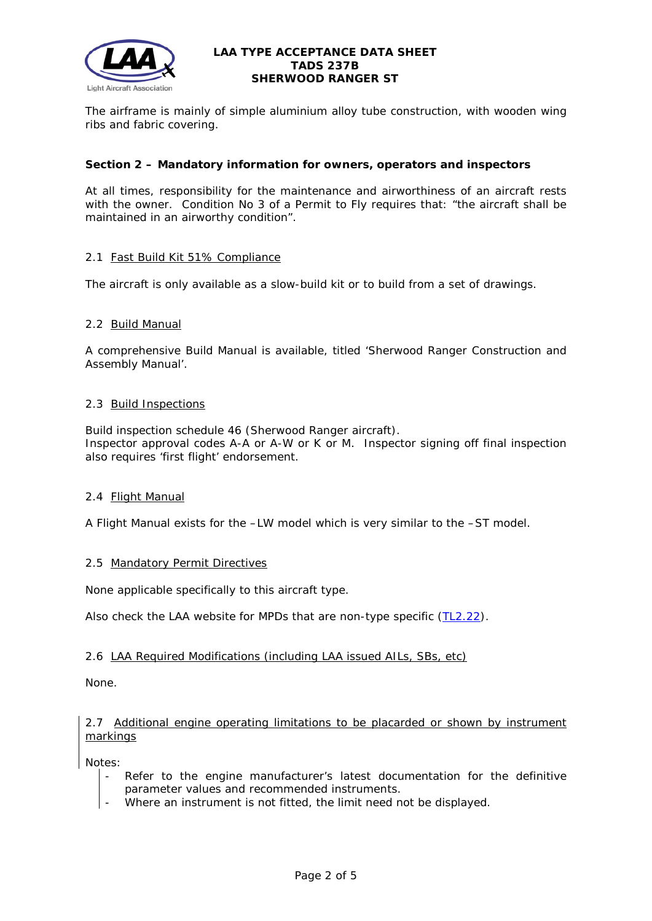The airframe is mainly of simple aluminium alloy tube construction, with wooden wing ribs and fabric covering.

## Section 2 – Mandatory information for owners, operators and inspectors

At all times, responsibility for the maintenance and airworthiness of an aircraft rests with the owner. Condition No 3 of a Permit to Fly requires that: "the aircraft shall be maintained in an airworthy condition".

### 2.1 Fast Build Kit 51% Compliance

The aircraft is only available as a slow-build kit or to build from a set of drawings.

### 2.2 Build Manual

A comprehensive Build Manual is available, titled 'Sherwood Ranger Construction and Assembly Manual'.

### 2.3 Build Inspections

Build inspection schedule 46 (Sherwood Ranger aircraft).
Inspector approval codes A-A or A-W or K or M. Inspector signing off final inspection also requires 'first flight' endorsement.

### 2.4 Flight Manual

A Flight Manual exists for the –LW model which is very similar to the –ST model.

### 2.5 Mandatory Permit Directives

None applicable specifically to this aircraft type.

Also check the LAA website for MPDs that are non-type specific (TL2.22).

### 2.6 LAA Required Modifications (including LAA issued AILs, SBs, etc)

None.

### 2.7 Additional engine operating limitations to be placarded or shown by instrument markings

Notes:

- Refer to the engine manufacturer's latest documentation for the definitive parameter values and recommended instruments.
- Where an instrument is not fitted, the limit need not be displayed.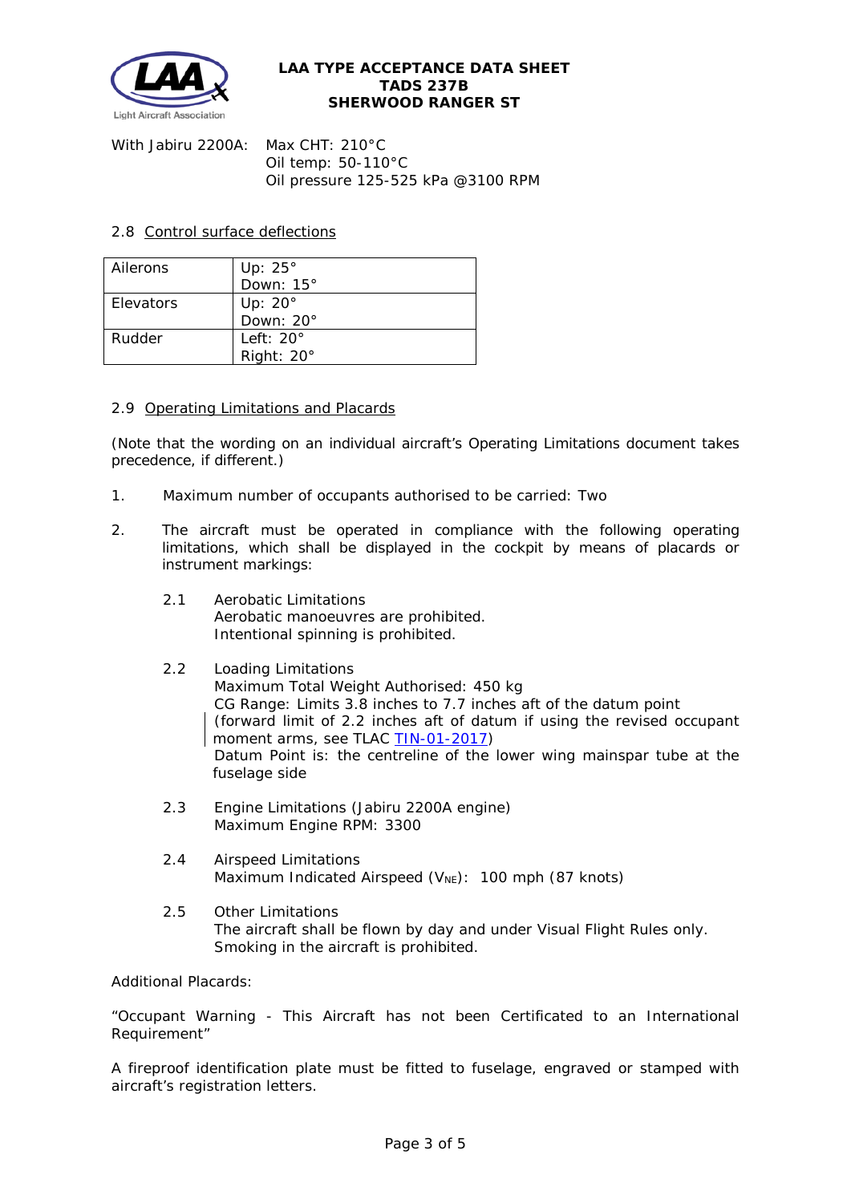With Jabiru 2200A: Max CHT: 210°C
Oil temp: 50-110°C
Oil pressure 125-525 kPa @3100 RPM

## 2.8 Control surface deflections

| Ailerons | Up: 25°<br>Down: 15° |
|---|---|
| Elevators | Up: 20°<br>Down: 20° |
| Rudder | Left: 20°<br>Right: 20° |

## 2.9 Operating Limitations and Placards

(Note that the wording on an individual aircraft's Operating Limitations document takes precedence, if different.)

1. Maximum number of occupants authorised to be carried: Two

2. The aircraft must be operated in compliance with the following operating limitations, which shall be displayed in the cockpit by means of placards or instrument markings:

   2.1 Aerobatic Limitations
   Aerobatic manoeuvres are prohibited.
   Intentional spinning is prohibited.

   2.2 Loading Limitations
   Maximum Total Weight Authorised: 450 kg
   CG Range: Limits 3.8 inches to 7.7 inches aft of the datum point (forward limit of 2.2 inches aft of datum if using the revised occupant moment arms, see TLAC TIN-01-2017)
   Datum Point is: the centreline of the lower wing mainspar tube at the fuselage side

   2.3 Engine Limitations (Jabiru 2200A engine)
   Maximum Engine RPM: 3300

   2.4 Airspeed Limitations
   Maximum Indicated Airspeed ($V_{NE}$): 100 mph (87 knots)

   2.5 Other Limitations
   The aircraft shall be flown by day and under Visual Flight Rules only.
   Smoking in the aircraft is prohibited.

Additional Placards:

"Occupant Warning - This Aircraft has not been Certificated to an International Requirement"

A fireproof identification plate must be fitted to fuselage, engraved or stamped with aircraft's registration letters.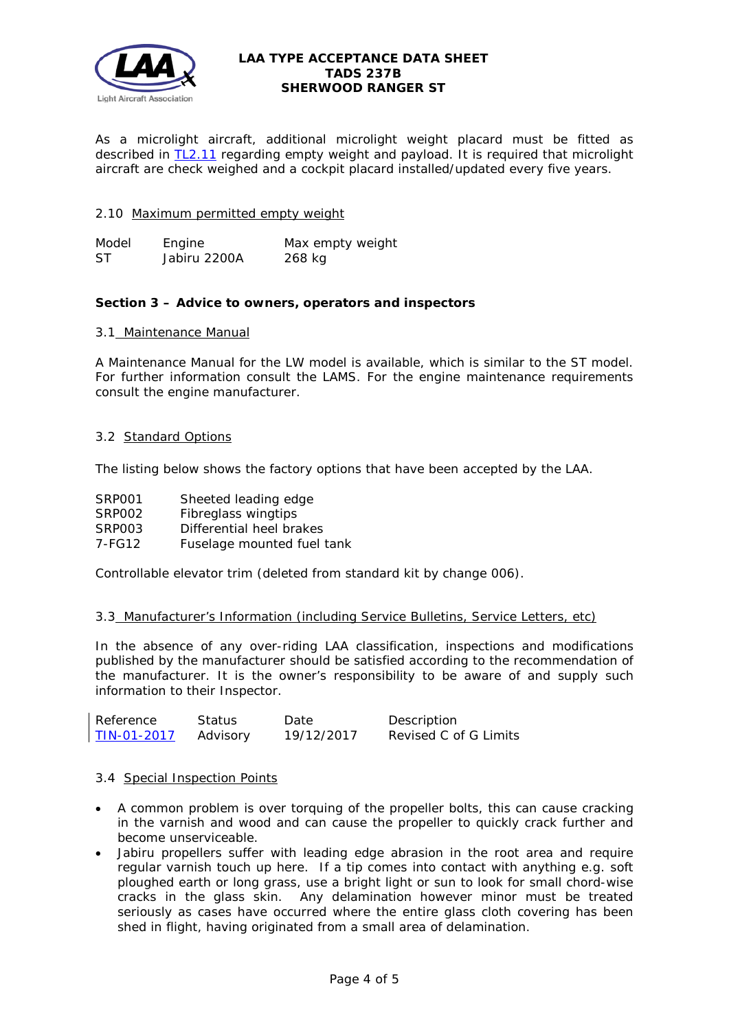As a microlight aircraft, additional microlight weight placard must be fitted as described in TL2.11 regarding empty weight and payload. It is required that microlight aircraft are check weighed and a cockpit placard installed/updated every five years.

2.10 Maximum permitted empty weight

| Model | Engine | Max empty weight |
|---|---|---|
| ST | Jabiru 2200A | 268 kg |

**Section 3 – Advice to owners, operators and inspectors**

3.1 Maintenance Manual

A Maintenance Manual for the LW model is available, which is similar to the ST model. For further information consult the LAMS. For the engine maintenance requirements consult the engine manufacturer.

3.2 Standard Options

The listing below shows the factory options that have been accepted by the LAA.

| | |
|---|---|
| SRP001 | Sheeted leading edge |
| SRP002 | Fibreglass wingtips |
| SRP003 | Differential heel brakes |
| 7-FG12 | Fuselage mounted fuel tank |

Controllable elevator trim (deleted from standard kit by change 006).

3.3 Manufacturer's Information (including Service Bulletins, Service Letters, etc)

In the absence of any over-riding LAA classification, inspections and modifications published by the manufacturer should be satisfied according to the recommendation of the manufacturer. It is the owner's responsibility to be aware of and supply such information to their Inspector.

| Reference | Status | Date | Description |
|---|---|---|---|
| TIN-01-2017 | Advisory | 19/12/2017 | Revised C of G Limits |

3.4 Special Inspection Points

- A common problem is over torquing of the propeller bolts, this can cause cracking in the varnish and wood and can cause the propeller to quickly crack further and become unserviceable.
- Jabiru propellers suffer with leading edge abrasion in the root area and require regular varnish touch up here. If a tip comes into contact with anything e.g. soft ploughed earth or long grass, use a bright light or sun to look for small chord-wise cracks in the glass skin. Any delamination however minor must be treated seriously as cases have occurred where the entire glass cloth covering has been shed in flight, having originated from a small area of delamination.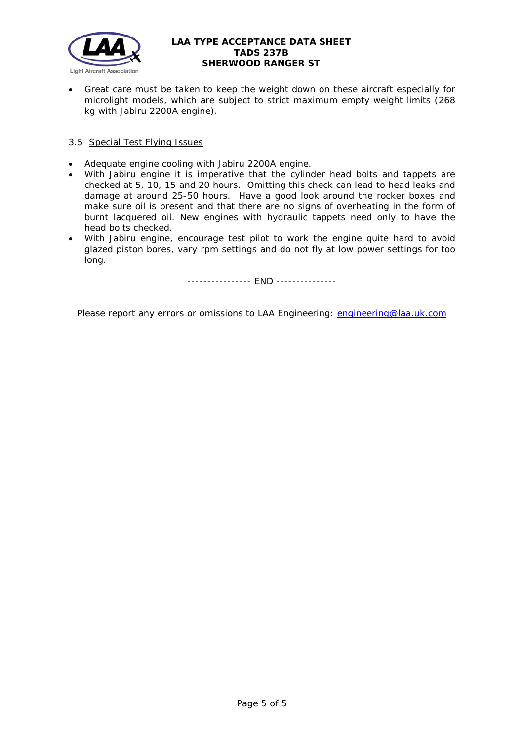- Great care must be taken to keep the weight down on these aircraft especially for microlight models, which are subject to strict maximum empty weight limits (268 kg with Jabiru 2200A engine).

3.5 Special Test Flying Issues

- Adequate engine cooling with Jabiru 2200A engine.
- With Jabiru engine it is imperative that the cylinder head bolts and tappets are checked at 5, 10, 15 and 20 hours. Omitting this check can lead to head leaks and damage at around 25-50 hours. Have a good look around the rocker boxes and make sure oil is present and that there are no signs of overheating in the form of burnt lacquered oil. New engines with hydraulic tappets need only to have the head bolts checked.
- With Jabiru engine, encourage test pilot to work the engine quite hard to avoid glazed piston bores, vary rpm settings and do not fly at low power settings for too long.

---------------- END ---------------

Please report any errors or omissions to LAA Engineering: engineering@laa.uk.com